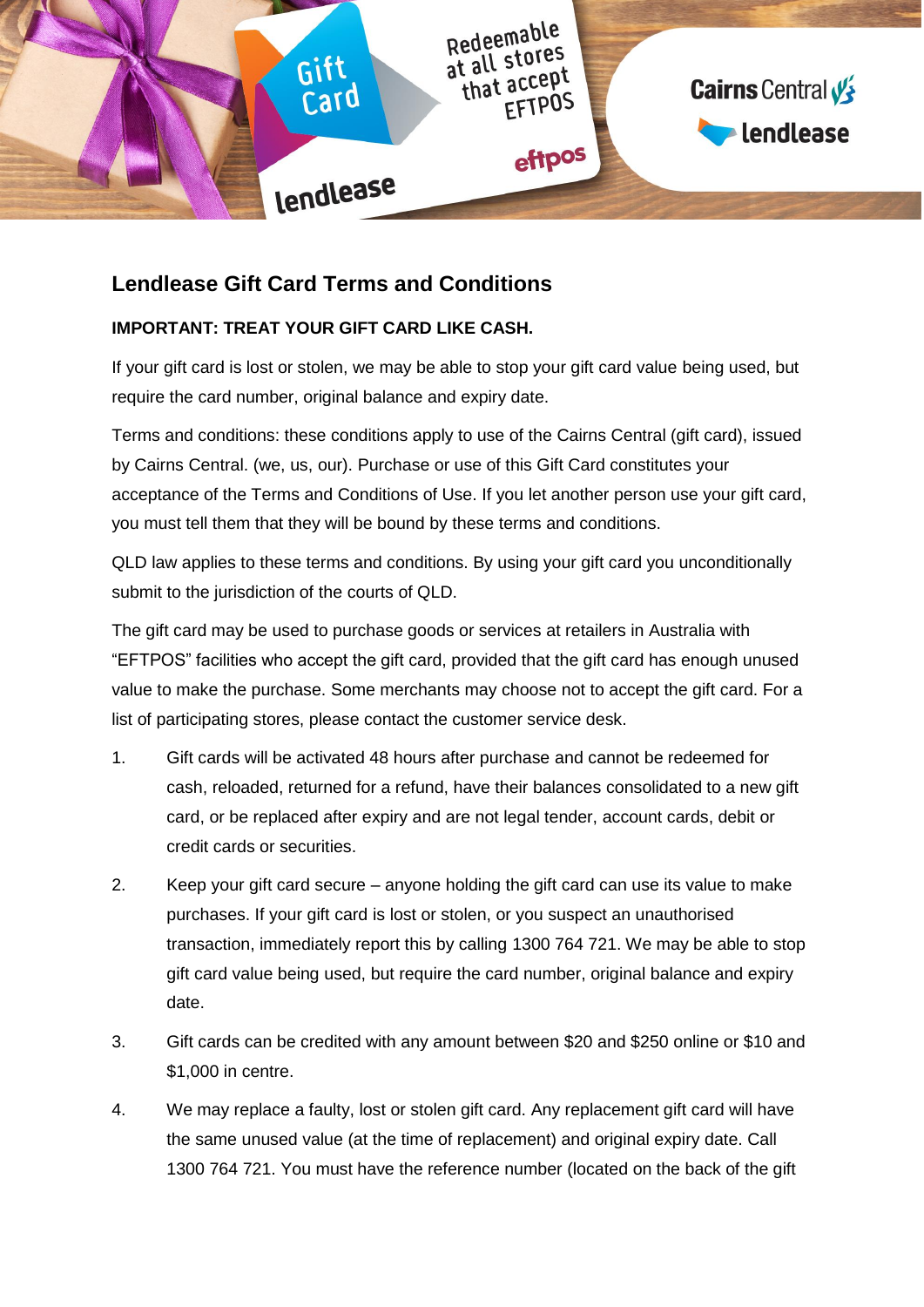# Lendlease Gift Card Terms and Conditions

**IMPORTANT: TREAT YOUR GIFT CARD LIKE CASH.**

If your gift card is lost or stolen, we may be able to stop your gift card value being used, but require the card number, original balance and expiry date.

Terms and conditions: these conditions apply to use of the Cairns Central (gift card), issued by Cairns Central. (we, us, our). Purchase or use of this Gift Card constitutes your acceptance of the Terms and Conditions of Use. If you let another person use your gift card, you must tell them that they will be bound by these terms and conditions.

QLD law applies to these terms and conditions. By using your gift card you unconditionally submit to the jurisdiction of the courts of QLD.

The gift card may be used to purchase goods or services at retailers in Australia with "EFTPOS" facilities who accept the gift card, provided that the gift card has enough unused value to make the purchase. Some merchants may choose not to accept the gift card. For a list of participating stores, please contact the customer service desk.

1. Gift cards will be activated 48 hours after purchase and cannot be redeemed for cash, reloaded, returned for a refund, have their balances consolidated to a new gift card, or be replaced after expiry and are not legal tender, account cards, debit or credit cards or securities.
2. Keep your gift card secure – anyone holding the gift card can use its value to make purchases. If your gift card is lost or stolen, or you suspect an unauthorised transaction, immediately report this by calling 1300 764 721. We may be able to stop gift card value being used, but require the card number, original balance and expiry date.
3. Gift cards can be credited with any amount between $20 and $250 online or $10 and $1,000 in centre.
4. We may replace a faulty, lost or stolen gift card. Any replacement gift card will have the same unused value (at the time of replacement) and original expiry date. Call 1300 764 721. You must have the reference number (located on the back of the gift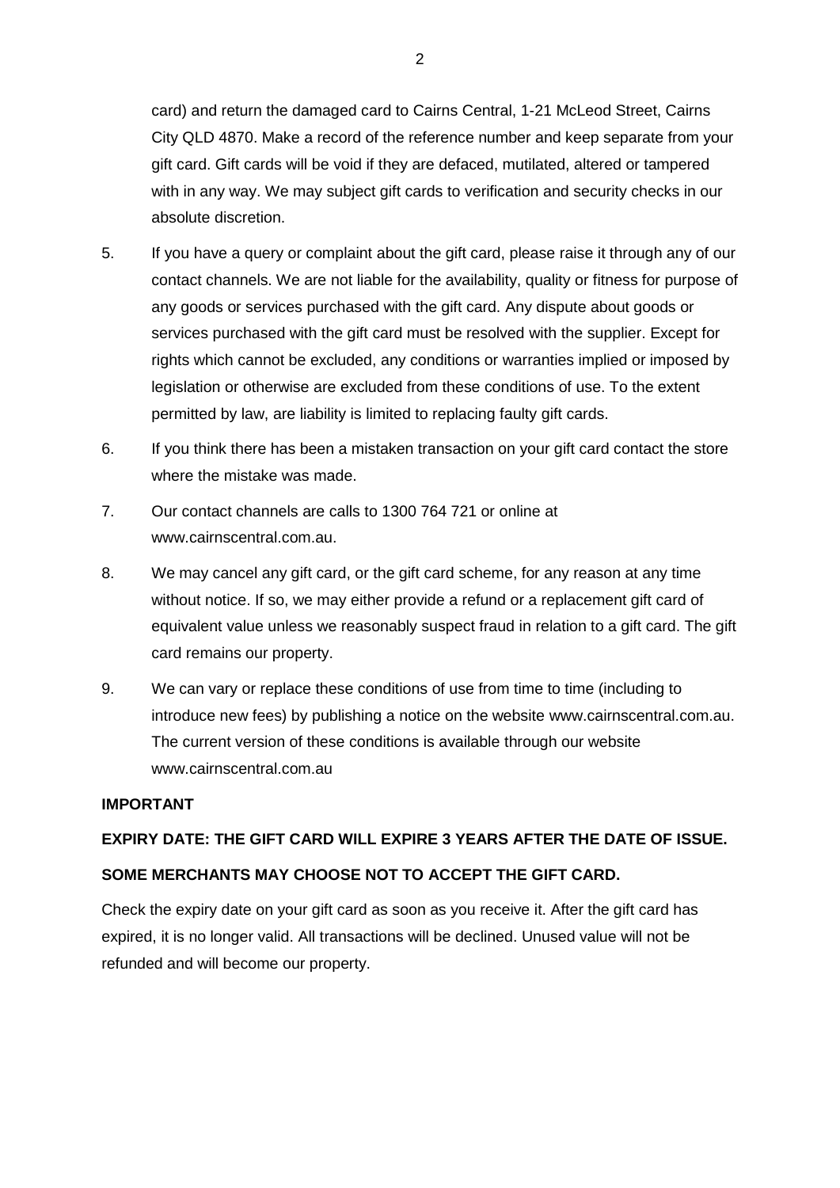card) and return the damaged card to Cairns Central, 1-21 McLeod Street, Cairns City QLD 4870. Make a record of the reference number and keep separate from your gift card. Gift cards will be void if they are defaced, mutilated, altered or tampered with in any way. We may subject gift cards to verification and security checks in our absolute discretion.

5. If you have a query or complaint about the gift card, please raise it through any of our contact channels. We are not liable for the availability, quality or fitness for purpose of any goods or services purchased with the gift card. Any dispute about goods or services purchased with the gift card must be resolved with the supplier. Except for rights which cannot be excluded, any conditions or warranties implied or imposed by legislation or otherwise are excluded from these conditions of use. To the extent permitted by law, are liability is limited to replacing faulty gift cards.

6. If you think there has been a mistaken transaction on your gift card contact the store where the mistake was made.

7. Our contact channels are calls to 1300 764 721 or online at www.cairnscentral.com.au.

8. We may cancel any gift card, or the gift card scheme, for any reason at any time without notice. If so, we may either provide a refund or a replacement gift card of equivalent value unless we reasonably suspect fraud in relation to a gift card. The gift card remains our property.

9. We can vary or replace these conditions of use from time to time (including to introduce new fees) by publishing a notice on the website www.cairnscentral.com.au. The current version of these conditions is available through our website www.cairnscentral.com.au

**IMPORTANT**

**EXPIRY DATE: THE GIFT CARD WILL EXPIRE 3 YEARS AFTER THE DATE OF ISSUE.**

**SOME MERCHANTS MAY CHOOSE NOT TO ACCEPT THE GIFT CARD.**

Check the expiry date on your gift card as soon as you receive it. After the gift card has expired, it is no longer valid. All transactions will be declined. Unused value will not be refunded and will become our property.